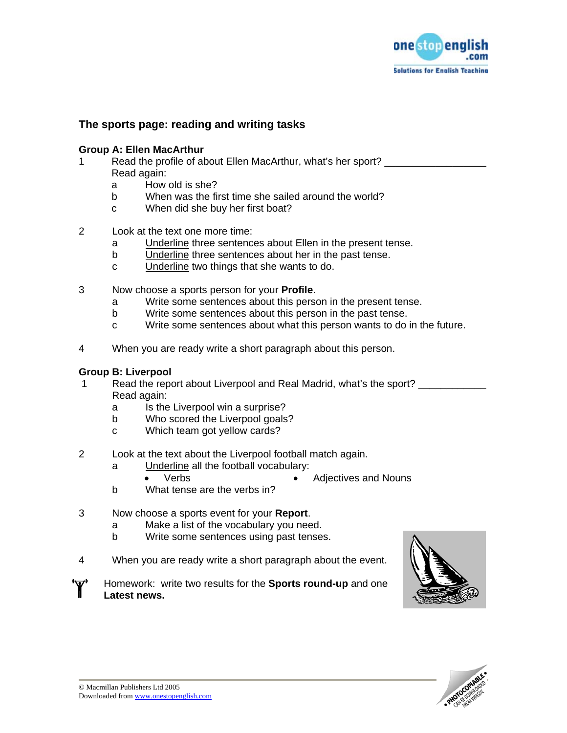## The sports page: reading and writing tasks

### Group A: Ellen MacArthur

1. Read the profile of about Ellen MacArthur, what's her sport? ____________________
   Read again:
   a. How old is she?
   b. When was the first time she sailed around the world?
   c. When did she buy her first boat?

2. Look at the text one more time:
   a. Underline three sentences about Ellen in the present tense.
   b. Underline three sentences about her in the past tense.
   c. Underline two things that she wants to do.

3. Now choose a sports person for your **Profile**.
   a. Write some sentences about this person in the present tense.
   b. Write some sentences about this person in the past tense.
   c. Write some sentences about what this person wants to do in the future.

4. When you are ready write a short paragraph about this person.

### Group B: Liverpool

1. Read the report about Liverpool and Real Madrid, what's the sport? ____________
   Read again:
   a. Is the Liverpool win a surprise?
   b. Who scored the Liverpool goals?
   c. Which team got yellow cards?

2. Look at the text about the Liverpool football match again.
   a. Underline all the football vocabulary:
      - Verbs
      - Adjectives and Nouns
   b. What tense are the verbs in?

3. Now choose a sports event for your **Report**.
   a. Make a list of the vocabulary you need.
   b. Write some sentences using past tenses.

4. When you are ready write a short paragraph about the event.

Homework: write two results for the **Sports round-up** and one **Latest news.**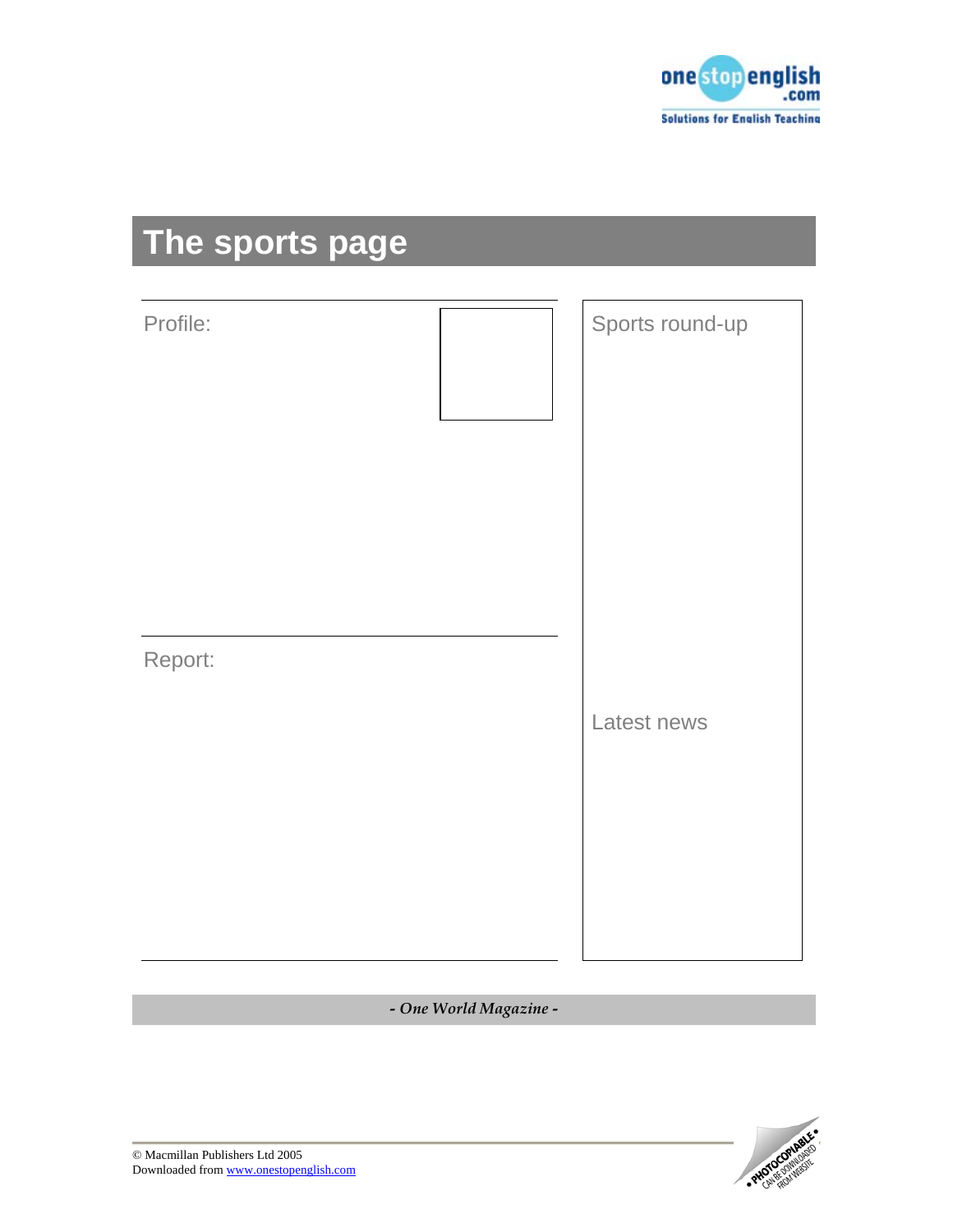# The sports page

Profile:

Report:

Sports round-up

Latest news

*- One World Magazine -*

© Macmillan Publishers Ltd 2005
Downloaded from www.onestopenglish.com